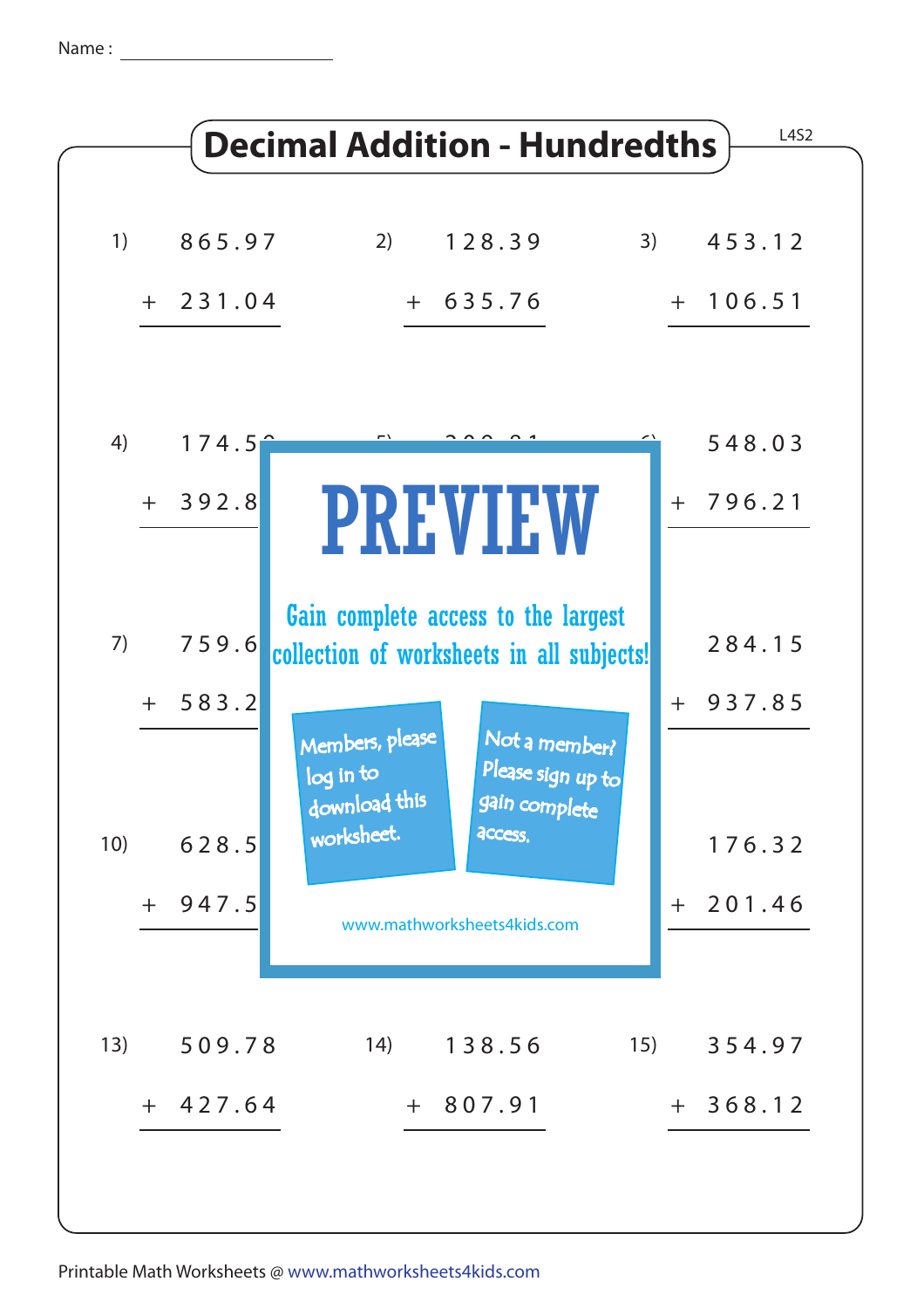Name : ____________________

# Decimal Addition - Hundredths

L4S2

1) $865.97 + 231.04$

2) $128.39 + 635.76$

3) $453.12 + 106.51$

4) $174.5\_ + 392.8\_$

5) 

6) $548.03 + 796.21$

7) $759.6\_ + 583.2\_$

8) 

9) $284.15 + 937.85$

10) $628.5\_ + 947.5\_$

11) 

12) $176.32 + 201.46$

PREVIEW

Gain complete access to the largest collection of worksheets in all subjects!

Members, please log in to download this worksheet.

Not a member? Please sign up to gain complete access.

www.mathworksheets4kids.com

13) $509.78 + 427.64$

14) $138.56 + 807.91$

15) $354.97 + 368.12$

Printable Math Worksheets @ www.mathworksheets4kids.com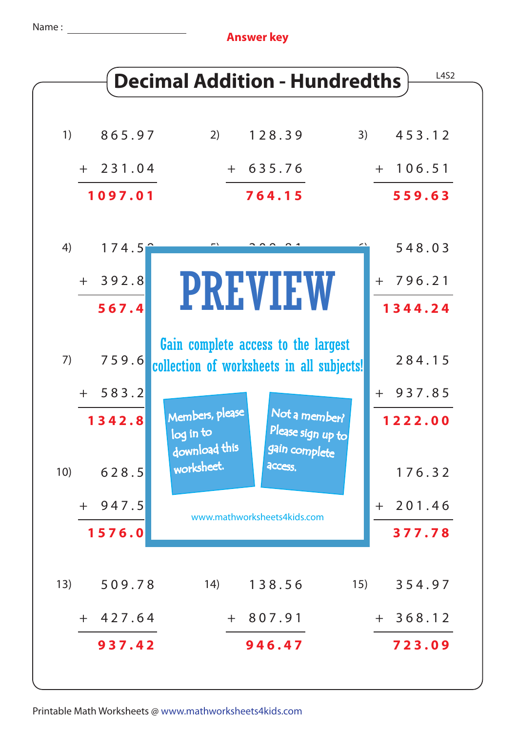Name :

**Answer key**

# Decimal Addition - Hundredths

L4S2

1)
$$\begin{array}{r} 865.97 \\ +\ 231.04 \\ \hline 1097.01 \end{array}$$

2)
$$\begin{array}{r} 128.39 \\ +\ 635.76 \\ \hline 764.15 \end{array}$$

3)
$$\begin{array}{r} 453.12 \\ +\ 106.51 \\ \hline 559.63 \end{array}$$

4)
$$\begin{array}{r} 174.5 \\ +\ 392.8 \\ \hline 567.4 \end{array}$$

5)

6)
$$\begin{array}{r} 548.03 \\ +\ 796.21 \\ \hline 1344.24 \end{array}$$

7)
$$\begin{array}{r} 759.6 \\ +\ 583.2 \\ \hline 1342.8 \end{array}$$

9)
$$\begin{array}{r} 284.15 \\ +\ 937.85 \\ \hline 1222.00 \end{array}$$

10)
$$\begin{array}{r} 628.5 \\ +\ 947.5 \\ \hline 1576.0 \end{array}$$

12)
$$\begin{array}{r} 176.32 \\ +\ 201.46 \\ \hline 377.78 \end{array}$$

13)
$$\begin{array}{r} 509.78 \\ +\ 427.64 \\ \hline 937.42 \end{array}$$

14)
$$\begin{array}{r} 138.56 \\ +\ 807.91 \\ \hline 946.47 \end{array}$$

15)
$$\begin{array}{r} 354.97 \\ +\ 368.12 \\ \hline 723.09 \end{array}$$

PREVIEW

Gain complete access to the largest collection of worksheets in all subjects!

Members, please log in to download this worksheet.

Not a member? Please sign up to gain complete access.

www.mathworksheets4kids.com

Printable Math Worksheets @ www.mathworksheets4kids.com